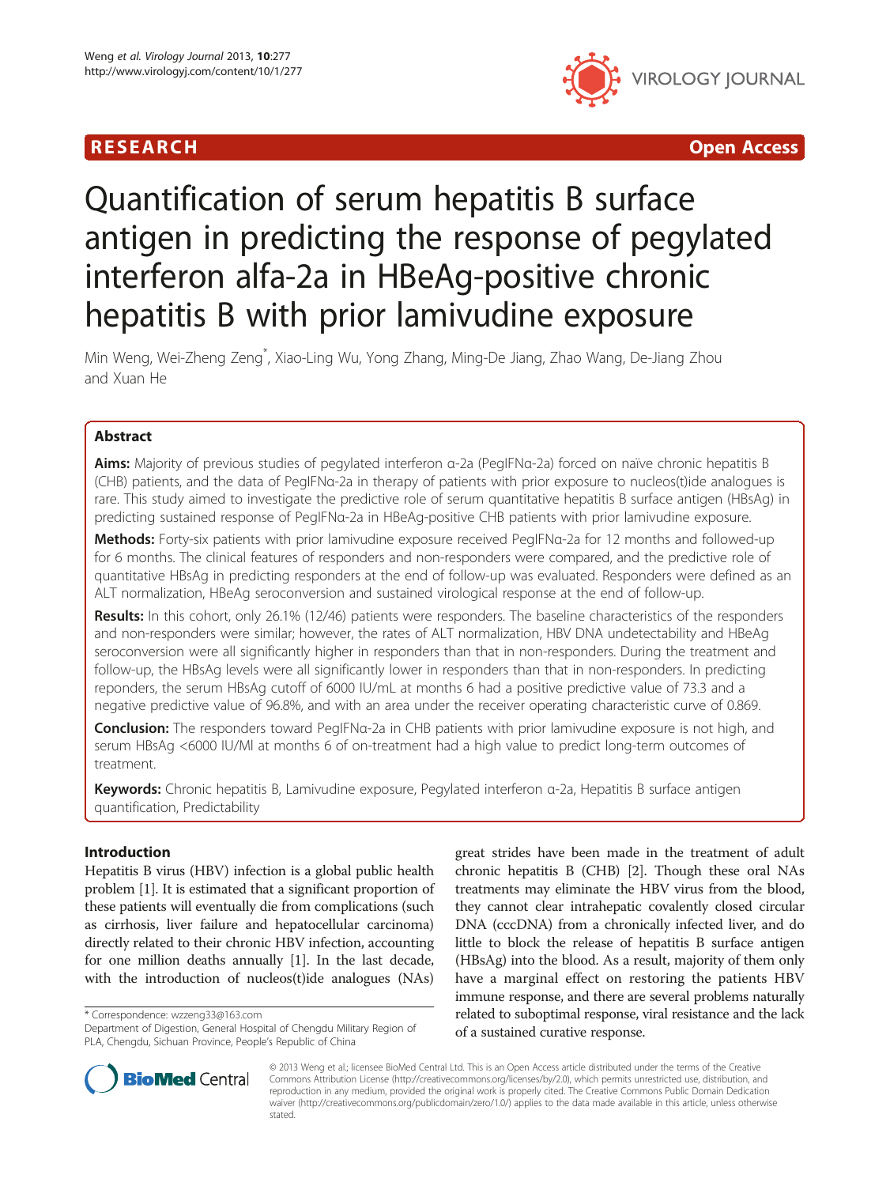RESEARCH

Open Access

# Quantification of serum hepatitis B surface antigen in predicting the response of pegylated interferon alfa-2a in HBeAg-positive chronic hepatitis B with prior lamivudine exposure

Min Weng, Wei-Zheng Zeng*, Xiao-Ling Wu, Yong Zhang, Ming-De Jiang, Zhao Wang, De-Jiang Zhou and Xuan He

## Abstract

**Aims:** Majority of previous studies of pegylated interferon α-2a (PegIFNα-2a) forced on naïve chronic hepatitis B (CHB) patients, and the data of PegIFNα-2a in therapy of patients with prior exposure to nucleos(t)ide analogues is rare. This study aimed to investigate the predictive role of serum quantitative hepatitis B surface antigen (HBsAg) in predicting sustained response of PegIFNα-2a in HBeAg-positive CHB patients with prior lamivudine exposure.

**Methods:** Forty-six patients with prior lamivudine exposure received PegIFNα-2a for 12 months and followed-up for 6 months. The clinical features of responders and non-responders were compared, and the predictive role of quantitative HBsAg in predicting responders at the end of follow-up was evaluated. Responders were defined as an ALT normalization, HBeAg seroconversion and sustained virological response at the end of follow-up.

**Results:** In this cohort, only 26.1% (12/46) patients were responders. The baseline characteristics of the responders and non-responders were similar; however, the rates of ALT normalization, HBV DNA undetectability and HBeAg seroconversion were all significantly higher in responders than that in non-responders. During the treatment and follow-up, the HBsAg levels were all significantly lower in responders than that in non-responders. In predicting reponders, the serum HBsAg cutoff of 6000 IU/mL at months 6 had a positive predictive value of 73.3 and a negative predictive value of 96.8%, and with an area under the receiver operating characteristic curve of 0.869.

**Conclusion:** The responders toward PegIFNα-2a in CHB patients with prior lamivudine exposure is not high, and serum HBsAg <6000 IU/Ml at months 6 of on-treatment had a high value to predict long-term outcomes of treatment.

**Keywords:** Chronic hepatitis B, Lamivudine exposure, Pegylated interferon α-2a, Hepatitis B surface antigen quantification, Predictability

## Introduction

Hepatitis B virus (HBV) infection is a global public health problem [1]. It is estimated that a significant proportion of these patients will eventually die from complications (such as cirrhosis, liver failure and hepatocellular carcinoma) directly related to their chronic HBV infection, accounting for one million deaths annually [1]. In the last decade, with the introduction of nucleos(t)ide analogues (NAs) great strides have been made in the treatment of adult chronic hepatitis B (CHB) [2]. Though these oral NAs treatments may eliminate the HBV virus from the blood, they cannot clear intrahepatic covalently closed circular DNA (cccDNA) from a chronically infected liver, and do little to block the release of hepatitis B surface antigen (HBsAg) into the blood. As a result, majority of them only have a marginal effect on restoring the patients HBV immune response, and there are several problems naturally related to suboptimal response, viral resistance and the lack of a sustained curative response.

\* Correspondence: wzzeng33@163.com
Department of Digestion, General Hospital of Chengdu Military Region of PLA, Chengdu, Sichuan Province, People's Republic of China

© 2013 Weng et al.; licensee BioMed Central Ltd. This is an Open Access article distributed under the terms of the Creative Commons Attribution License (http://creativecommons.org/licenses/by/2.0), which permits unrestricted use, distribution, and reproduction in any medium, provided the original work is properly cited. The Creative Commons Public Domain Dedication waiver (http://creativecommons.org/publicdomain/zero/1.0/) applies to the data made available in this article, unless otherwise stated.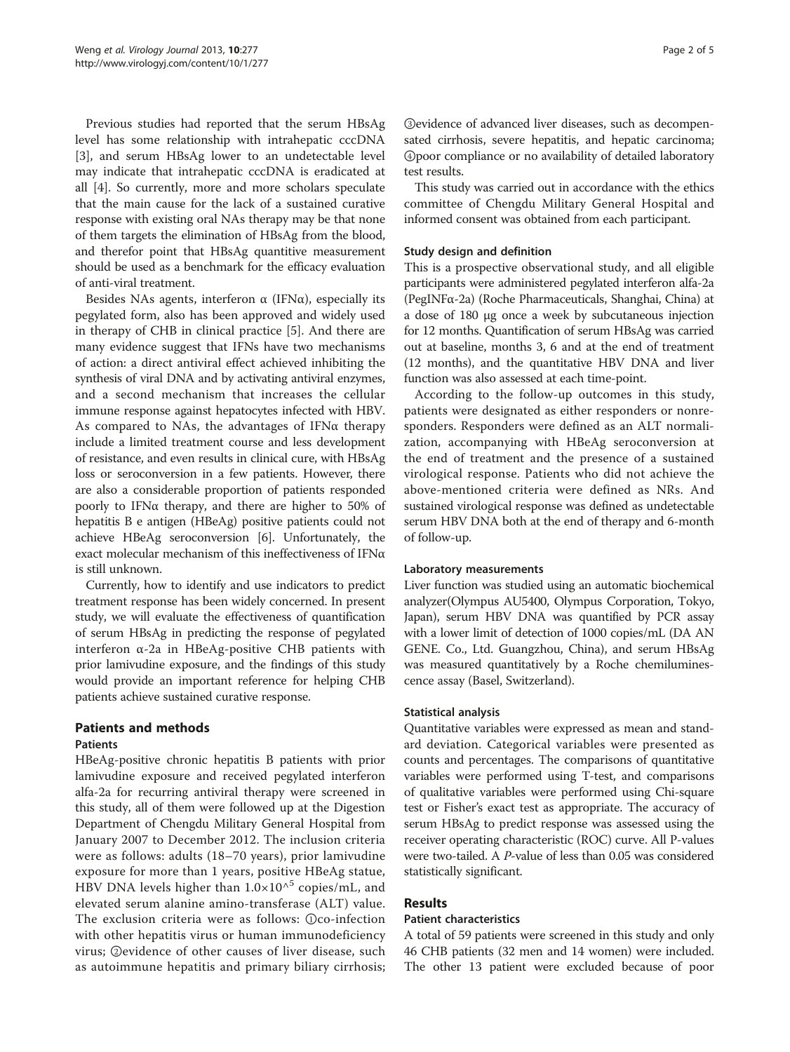Previous studies had reported that the serum HBsAg level has some relationship with intrahepatic cccDNA [3], and serum HBsAg lower to an undetectable level may indicate that intrahepatic cccDNA is eradicated at all [4]. So currently, more and more scholars speculate that the main cause for the lack of a sustained curative response with existing oral NAs therapy may be that none of them targets the elimination of HBsAg from the blood, and therefor point that HBsAg quantitive measurement should be used as a benchmark for the efficacy evaluation of anti-viral treatment.

Besides NAs agents, interferon α (IFNα), especially its pegylated form, also has been approved and widely used in therapy of CHB in clinical practice [5]. And there are many evidence suggest that IFNs have two mechanisms of action: a direct antiviral effect achieved inhibiting the synthesis of viral DNA and by activating antiviral enzymes, and a second mechanism that increases the cellular immune response against hepatocytes infected with HBV. As compared to NAs, the advantages of IFNα therapy include a limited treatment course and less development of resistance, and even results in clinical cure, with HBsAg loss or seroconversion in a few patients. However, there are also a considerable proportion of patients responded poorly to IFNα therapy, and there are higher to 50% of hepatitis B e antigen (HBeAg) positive patients could not achieve HBeAg seroconversion [6]. Unfortunately, the exact molecular mechanism of this ineffectiveness of IFNα is still unknown.

Currently, how to identify and use indicators to predict treatment response has been widely concerned. In present study, we will evaluate the effectiveness of quantification of serum HBsAg in predicting the response of pegylated interferon α-2a in HBeAg-positive CHB patients with prior lamivudine exposure, and the findings of this study would provide an important reference for helping CHB patients achieve sustained curative response.

## Patients and methods

### Patients

HBeAg-positive chronic hepatitis B patients with prior lamivudine exposure and received pegylated interferon alfa-2a for recurring antiviral therapy were screened in this study, all of them were followed up at the Digestion Department of Chengdu Military General Hospital from January 2007 to December 2012. The inclusion criteria were as follows: adults (18–70 years), prior lamivudine exposure for more than 1 years, positive HBeAg statue, HBV DNA levels higher than $1.0{\times}10^{5}$ copies/mL, and elevated serum alanine amino-transferase (ALT) value. The exclusion criteria were as follows: ①co-infection with other hepatitis virus or human immunodeficiency virus; ②evidence of other causes of liver disease, such as autoimmune hepatitis and primary biliary cirrhosis; ③evidence of advanced liver diseases, such as decompensated cirrhosis, severe hepatitis, and hepatic carcinoma; ④poor compliance or no availability of detailed laboratory test results.

This study was carried out in accordance with the ethics committee of Chengdu Military General Hospital and informed consent was obtained from each participant.

### Study design and definition

This is a prospective observational study, and all eligible participants were administered pegylated interferon alfa-2a (PegINFα-2a) (Roche Pharmaceuticals, Shanghai, China) at a dose of 180 μg once a week by subcutaneous injection for 12 months. Quantification of serum HBsAg was carried out at baseline, months 3, 6 and at the end of treatment (12 months), and the quantitative HBV DNA and liver function was also assessed at each time-point.

According to the follow-up outcomes in this study, patients were designated as either responders or nonresponders. Responders were defined as an ALT normalization, accompanying with HBeAg seroconversion at the end of treatment and the presence of a sustained virological response. Patients who did not achieve the above-mentioned criteria were defined as NRs. And sustained virological response was defined as undetectable serum HBV DNA both at the end of therapy and 6-month of follow-up.

### Laboratory measurements

Liver function was studied using an automatic biochemical analyzer(Olympus AU5400, Olympus Corporation, Tokyo, Japan), serum HBV DNA was quantified by PCR assay with a lower limit of detection of 1000 copies/mL (DA AN GENE. Co., Ltd. Guangzhou, China), and serum HBsAg was measured quantitatively by a Roche chemiluminescence assay (Basel, Switzerland).

### Statistical analysis

Quantitative variables were expressed as mean and standard deviation. Categorical variables were presented as counts and percentages. The comparisons of quantitative variables were performed using T-test, and comparisons of qualitative variables were performed using Chi-square test or Fisher's exact test as appropriate. The accuracy of serum HBsAg to predict response was assessed using the receiver operating characteristic (ROC) curve. All P-values were two-tailed. A *P*-value of less than 0.05 was considered statistically significant.

## Results

### Patient characteristics

A total of 59 patients were screened in this study and only 46 CHB patients (32 men and 14 women) were included. The other 13 patient were excluded because of poor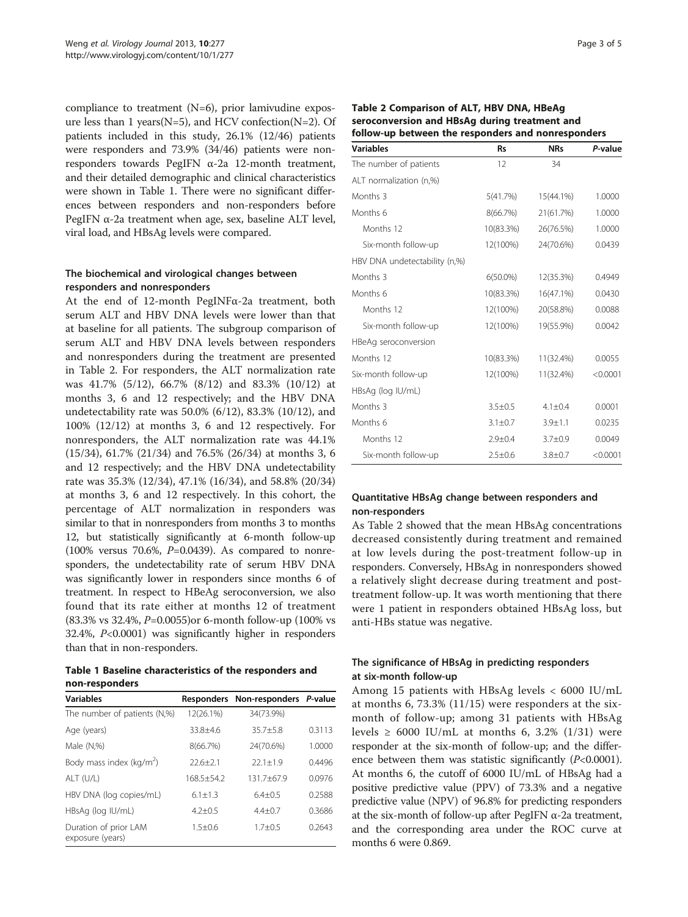compliance to treatment (N=6), prior lamivudine exposure less than 1 years(N=5), and HCV confection(N=2). Of patients included in this study, 26.1% (12/46) patients were responders and 73.9% (34/46) patients were non-responders towards PegIFN α-2a 12-month treatment, and their detailed demographic and clinical characteristics were shown in Table 1. There were no significant differences between responders and non-responders before PegIFN α-2a treatment when age, sex, baseline ALT level, viral load, and HBsAg levels were compared.

### The biochemical and virological changes between responders and nonresponders

At the end of 12-month PegINFα-2a treatment, both serum ALT and HBV DNA levels were lower than that at baseline for all patients. The subgroup comparison of serum ALT and HBV DNA levels between responders and nonresponders during the treatment are presented in Table 2. For responders, the ALT normalization rate was 41.7% (5/12), 66.7% (8/12) and 83.3% (10/12) at months 3, 6 and 12 respectively; and the HBV DNA undetectability rate was 50.0% (6/12), 83.3% (10/12), and 100% (12/12) at months 3, 6 and 12 respectively. For nonresponders, the ALT normalization rate was 44.1% (15/34), 61.7% (21/34) and 76.5% (26/34) at months 3, 6 and 12 respectively; and the HBV DNA undetectability rate was 35.3% (12/34), 47.1% (16/34), and 58.8% (20/34) at months 3, 6 and 12 respectively. In this cohort, the percentage of ALT normalization in responders was similar to that in nonresponders from months 3 to months 12, but statistically significantly at 6-month follow-up (100% versus 70.6%, *P*=0.0439). As compared to nonresponders, the undetectability rate of serum HBV DNA was significantly lower in responders since months 6 of treatment. In respect to HBeAg seroconversion, we also found that its rate either at months 12 of treatment (83.3% vs 32.4%, *P*=0.0055)or 6-month follow-up (100% vs 32.4%, *P*<0.0001) was significantly higher in responders than that in non-responders.

**Table 1 Baseline characteristics of the responders and non-responders**

| Variables | Responders | Non-responders | *P*-value |
|---|---|---|---|
| The number of patients (N,%) | 12(26.1%) | 34(73.9%) | |
| Age (years) | 33.8±4.6 | 35.7±5.8 | 0.3113 |
| Male (N,%) | 8(66.7%) | 24(70.6%) | 1.0000 |
| Body mass index (kg/m$^2$) | 22.6±2.1 | 22.1±1.9 | 0.4496 |
| ALT (U/L) | 168.5±54.2 | 131.7±67.9 | 0.0976 |
| HBV DNA (log copies/mL) | 6.1±1.3 | 6.4±0.5 | 0.2588 |
| HBsAg (log IU/mL) | 4.2±0.5 | 4.4±0.7 | 0.3686 |
| Duration of prior LAM exposure (years) | 1.5±0.6 | 1.7±0.5 | 0.2643 |

**Table 2 Comparison of ALT, HBV DNA, HBeAg seroconversion and HBsAg during treatment and follow-up between the responders and nonresponders**

| Variables | Rs | NRs | *P*-value |
|---|---|---|---|
| The number of patients | 12 | 34 | |
| ALT normalization (n,%) | | | |
| Months 3 | 5(41.7%) | 15(44.1%) | 1.0000 |
| Months 6 | 8(66.7%) | 21(61.7%) | 1.0000 |
| Months 12 | 10(83.3%) | 26(76.5%) | 1.0000 |
| Six-month follow-up | 12(100%) | 24(70.6%) | 0.0439 |
| HBV DNA undetectability (n,%) | | | |
| Months 3 | 6(50.0%) | 12(35.3%) | 0.4949 |
| Months 6 | 10(83.3%) | 16(47.1%) | 0.0430 |
| Months 12 | 12(100%) | 20(58.8%) | 0.0088 |
| Six-month follow-up | 12(100%) | 19(55.9%) | 0.0042 |
| HBeAg seroconversion | | | |
| Months 12 | 10(83.3%) | 11(32.4%) | 0.0055 |
| Six-month follow-up | 12(100%) | 11(32.4%) | <0.0001 |
| HBsAg (log IU/mL) | | | |
| Months 3 | 3.5±0.5 | 4.1±0.4 | 0.0001 |
| Months 6 | 3.1±0.7 | 3.9±1.1 | 0.0235 |
| Months 12 | 2.9±0.4 | 3.7±0.9 | 0.0049 |
| Six-month follow-up | 2.5±0.6 | 3.8±0.7 | <0.0001 |

### Quantitative HBsAg change between responders and non-responders

As Table 2 showed that the mean HBsAg concentrations decreased consistently during treatment and remained at low levels during the post-treatment follow-up in responders. Conversely, HBsAg in nonresponders showed a relatively slight decrease during treatment and post-treatment follow-up. It was worth mentioning that there were 1 patient in responders obtained HBsAg loss, but anti-HBs statue was negative.

### The significance of HBsAg in predicting responders at six-month follow-up

Among 15 patients with HBsAg levels < 6000 IU/mL at months 6, 73.3% (11/15) were responders at the six-month of follow-up; among 31 patients with HBsAg levels ≥ 6000 IU/mL at months 6, 3.2% (1/31) were responder at the six-month of follow-up; and the difference between them was statistic significantly (*P*<0.0001). At months 6, the cutoff of 6000 IU/mL of HBsAg had a positive predictive value (PPV) of 73.3% and a negative predictive value (NPV) of 96.8% for predicting responders at the six-month of follow-up after PegIFN α-2a treatment, and the corresponding area under the ROC curve at months 6 were 0.869.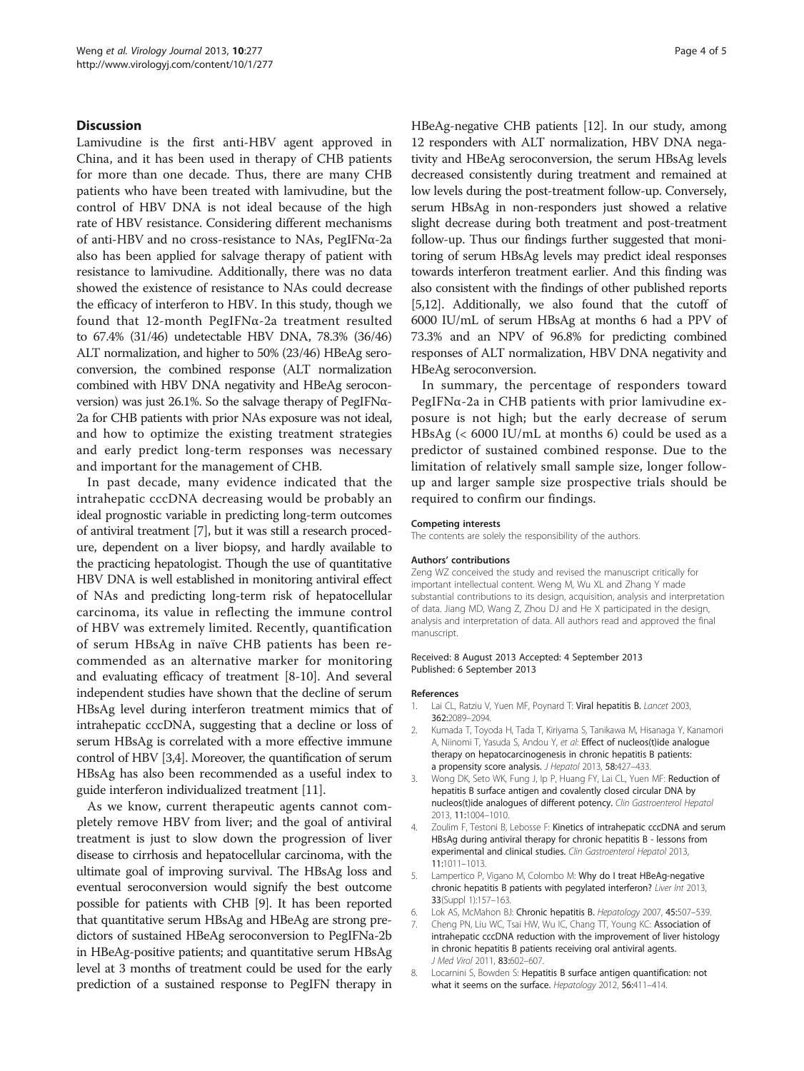## Discussion

Lamivudine is the first anti-HBV agent approved in China, and it has been used in therapy of CHB patients for more than one decade. Thus, there are many CHB patients who have been treated with lamivudine, but the control of HBV DNA is not ideal because of the high rate of HBV resistance. Considering different mechanisms of anti-HBV and no cross-resistance to NAs, PegIFNα-2a also has been applied for salvage therapy of patient with resistance to lamivudine. Additionally, there was no data showed the existence of resistance to NAs could decrease the efficacy of interferon to HBV. In this study, though we found that 12-month PegIFNα-2a treatment resulted to 67.4% (31/46) undetectable HBV DNA, 78.3% (36/46) ALT normalization, and higher to 50% (23/46) HBeAg seroconversion, the combined response (ALT normalization combined with HBV DNA negativity and HBeAg seroconversion) was just 26.1%. So the salvage therapy of PegIFNα-2a for CHB patients with prior NAs exposure was not ideal, and how to optimize the existing treatment strategies and early predict long-term responses was necessary and important for the management of CHB.

In past decade, many evidence indicated that the intrahepatic cccDNA decreasing would be probably an ideal prognostic variable in predicting long-term outcomes of antiviral treatment [7], but it was still a research procedure, dependent on a liver biopsy, and hardly available to the practicing hepatologist. Though the use of quantitative HBV DNA is well established in monitoring antiviral effect of NAs and predicting long-term risk of hepatocellular carcinoma, its value in reflecting the immune control of HBV was extremely limited. Recently, quantification of serum HBsAg in naïve CHB patients has been recommended as an alternative marker for monitoring and evaluating efficacy of treatment [8-10]. And several independent studies have shown that the decline of serum HBsAg level during interferon treatment mimics that of intrahepatic cccDNA, suggesting that a decline or loss of serum HBsAg is correlated with a more effective immune control of HBV [3,4]. Moreover, the quantification of serum HBsAg has also been recommended as a useful index to guide interferon individualized treatment [11].

As we know, current therapeutic agents cannot completely remove HBV from liver; and the goal of antiviral treatment is just to slow down the progression of liver disease to cirrhosis and hepatocellular carcinoma, with the ultimate goal of improving survival. The HBsAg loss and eventual seroconversion would signify the best outcome possible for patients with CHB [9]. It has been reported that quantitative serum HBsAg and HBeAg are strong predictors of sustained HBeAg seroconversion to PegIFNa-2b in HBeAg-positive patients; and quantitative serum HBsAg level at 3 months of treatment could be used for the early prediction of a sustained response to PegIFN therapy in HBeAg-negative CHB patients [12]. In our study, among 12 responders with ALT normalization, HBV DNA negativity and HBeAg seroconversion, the serum HBsAg levels decreased consistently during treatment and remained at low levels during the post-treatment follow-up. Conversely, serum HBsAg in non-responders just showed a relative slight decrease during both treatment and post-treatment follow-up. Thus our findings further suggested that monitoring of serum HBsAg levels may predict ideal responses towards interferon treatment earlier. And this finding was also consistent with the findings of other published reports [5,12]. Additionally, we also found that the cutoff of 6000 IU/mL of serum HBsAg at months 6 had a PPV of 73.3% and an NPV of 96.8% for predicting combined responses of ALT normalization, HBV DNA negativity and HBeAg seroconversion.

In summary, the percentage of responders toward PegIFNα-2a in CHB patients with prior lamivudine exposure is not high; but the early decrease of serum HBsAg (< 6000 IU/mL at months 6) could be used as a predictor of sustained combined response. Due to the limitation of relatively small sample size, longer follow-up and larger sample size prospective trials should be required to confirm our findings.

#### Competing interests

The contents are solely the responsibility of the authors.

#### Authors' contributions

Zeng WZ conceived the study and revised the manuscript critically for important intellectual content. Weng M, Wu XL and Zhang Y made substantial contributions to its design, acquisition, analysis and interpretation of data. Jiang MD, Wang Z, Zhou DJ and He X participated in the design, analysis and interpretation of data. All authors read and approved the final manuscript.

Received: 8 August 2013 Accepted: 4 September 2013
Published: 6 September 2013

#### References

1. Lai CL, Ratziu V, Yuen MF, Poynard T: **Viral hepatitis B.** *Lancet* 2003, **362:**2089–2094.
2. Kumada T, Toyoda H, Tada T, Kiriyama S, Tanikawa M, Hisanaga Y, Kanamori A, Niinomi T, Yasuda S, Andou Y, *et al*: **Effect of nucleos(t)ide analogue therapy on hepatocarcinogenesis in chronic hepatitis B patients: a propensity score analysis.** *J Hepatol* 2013, **58:**427–433.
3. Wong DK, Seto WK, Fung J, Ip P, Huang FY, Lai CL, Yuen MF: **Reduction of hepatitis B surface antigen and covalently closed circular DNA by nucleos(t)ide analogues of different potency.** *Clin Gastroenterol Hepatol* 2013, **11:**1004–1010.
4. Zoulim F, Testoni B, Lebosse F: **Kinetics of intrahepatic cccDNA and serum HBsAg during antiviral therapy for chronic hepatitis B - lessons from experimental and clinical studies.** *Clin Gastroenterol Hepatol* 2013, **11:**1011–1013.
5. Lampertico P, Vigano M, Colombo M: **Why do I treat HBeAg-negative chronic hepatitis B patients with pegylated interferon?** *Liver Int* 2013, **33**(Suppl 1)**:**157–163.
6. Lok AS, McMahon BJ: **Chronic hepatitis B.** *Hepatology* 2007, **45:**507–539.
7. Cheng PN, Liu WC, Tsai HW, Wu IC, Chang TT, Young KC: **Association of intrahepatic cccDNA reduction with the improvement of liver histology in chronic hepatitis B patients receiving oral antiviral agents.** *J Med Virol* 2011, **83:**602–607.
8. Locarnini S, Bowden S: **Hepatitis B surface antigen quantification: not what it seems on the surface.** *Hepatology* 2012, **56:**411–414.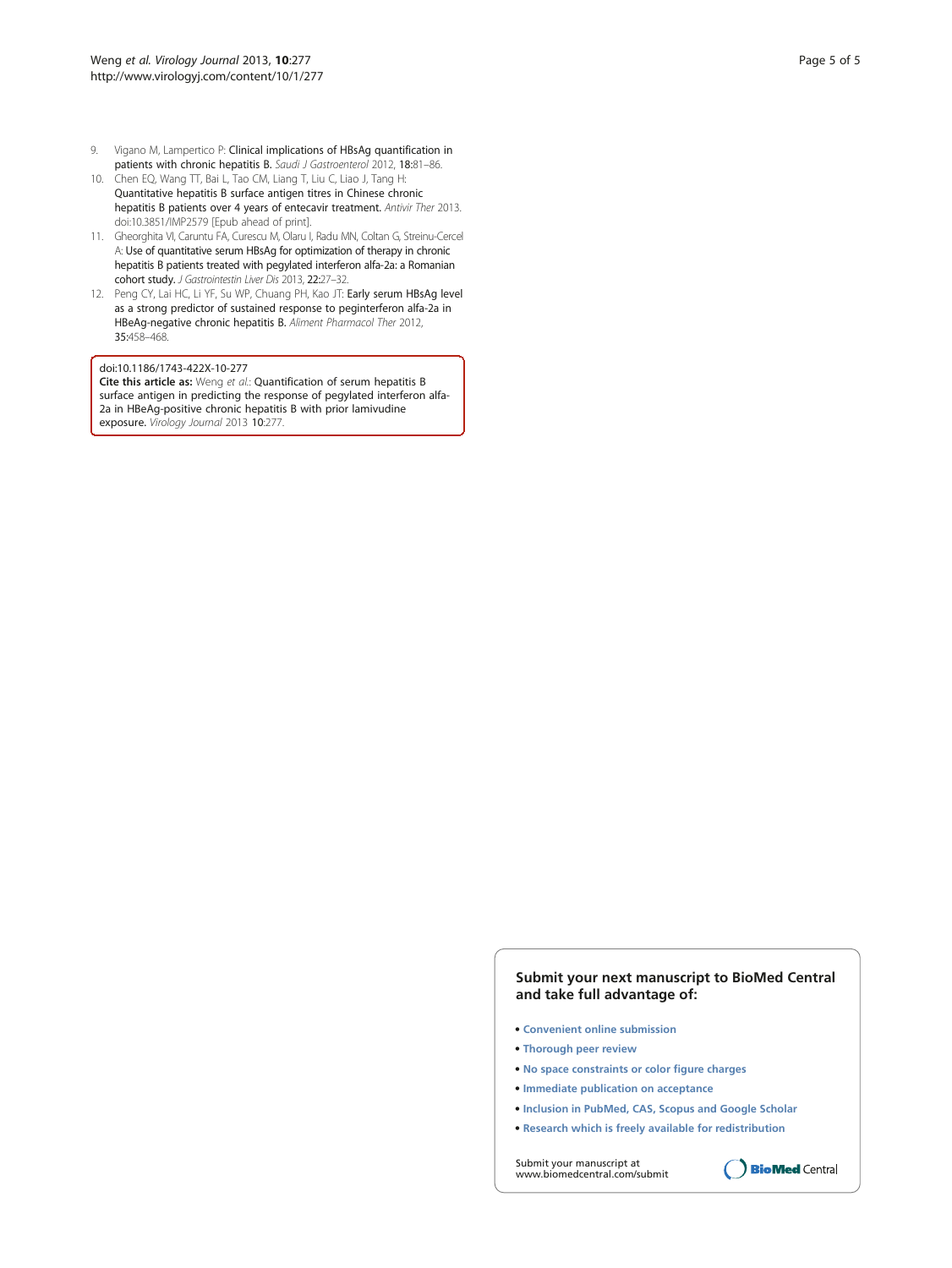9. Vigano M, Lampertico P: **Clinical implications of HBsAg quantification in patients with chronic hepatitis B.** *Saudi J Gastroenterol* 2012, **18:**81–86.
10. Chen EQ, Wang TT, Bai L, Tao CM, Liang T, Liu C, Liao J, Tang H: **Quantitative hepatitis B surface antigen titres in Chinese chronic hepatitis B patients over 4 years of entecavir treatment.** *Antivir Ther* 2013. doi:10.3851/IMP2579 [Epub ahead of print].
11. Gheorghita VI, Caruntu FA, Curescu M, Olaru I, Radu MN, Coltan G, Streinu-Cercel A: **Use of quantitative serum HBsAg for optimization of therapy in chronic hepatitis B patients treated with pegylated interferon alfa-2a: a Romanian cohort study.** *J Gastrointestin Liver Dis* 2013, **22:**27–32.
12. Peng CY, Lai HC, Li YF, Su WP, Chuang PH, Kao JT: **Early serum HBsAg level as a strong predictor of sustained response to peginterferon alfa-2a in HBeAg-negative chronic hepatitis B.** *Aliment Pharmacol Ther* 2012, **35:**458–468.

doi:10.1186/1743-422X-10-277
**Cite this article as:** Weng *et al.*: Quantification of serum hepatitis B surface antigen in predicting the response of pegylated interferon alfa-2a in HBeAg-positive chronic hepatitis B with prior lamivudine exposure. *Virology Journal* 2013 **10**:277.

**Submit your next manuscript to BioMed Central and take full advantage of:**

- **Convenient online submission**
- **Thorough peer review**
- **No space constraints or color figure charges**
- **Immediate publication on acceptance**
- **Inclusion in PubMed, CAS, Scopus and Google Scholar**
- **Research which is freely available for redistribution**

Submit your manuscript at
www.biomedcentral.com/submit

BioMed Central